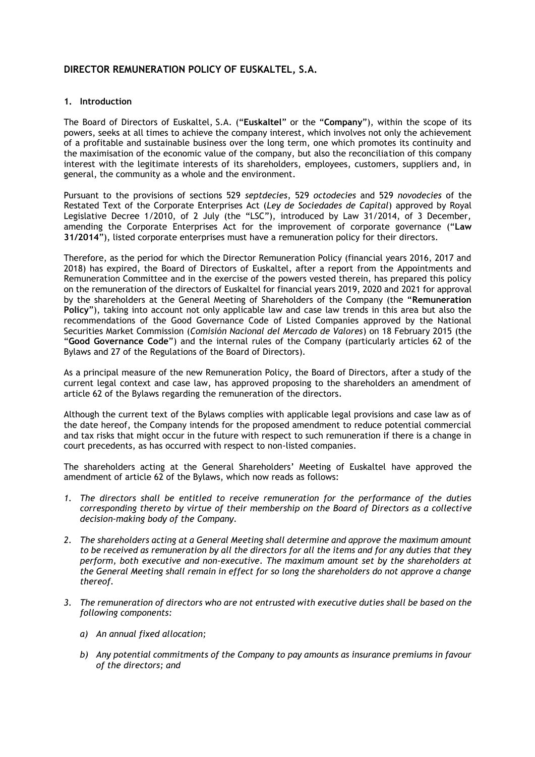## DIRECTOR REMUNERATION POLICY OF EUSKALTEL, S.A.

### 1. Introduction

The Board of Directors of Euskaltel, S.A. ("**Euskaltel**" or the "**Company**"), within the scope of its powers, seeks at all times to achieve the company interest, which involves not only the achievement of a profitable and sustainable business over the long term, one which promotes its continuity and the maximisation of the economic value of the company, but also the reconciliation of this company interest with the legitimate interests of its shareholders, employees, customers, suppliers and, in general, the community as a whole and the environment.

Pursuant to the provisions of sections 529 *septdecies*, 529 *octodecies* and 529 *novodecies* of the Restated Text of the Corporate Enterprises Act (*Ley de Sociedades de Capital*) approved by Royal Legislative Decree 1/2010, of 2 July (the "LSC"), introduced by Law 31/2014, of 3 December, amending the Corporate Enterprises Act for the improvement of corporate governance ("**Law 31/2014**"), listed corporate enterprises must have a remuneration policy for their directors.

Therefore, as the period for which the Director Remuneration Policy (financial years 2016, 2017 and 2018) has expired, the Board of Directors of Euskaltel, after a report from the Appointments and Remuneration Committee and in the exercise of the powers vested therein, has prepared this policy on the remuneration of the directors of Euskaltel for financial years 2019, 2020 and 2021 for approval by the shareholders at the General Meeting of Shareholders of the Company (the "**Remuneration Policy**"), taking into account not only applicable law and case law trends in this area but also the recommendations of the Good Governance Code of Listed Companies approved by the National Securities Market Commission (*Comisión Nacional del Mercado de Valores*) on 18 February 2015 (the "**Good Governance Code**") and the internal rules of the Company (particularly articles 62 of the Bylaws and 27 of the Regulations of the Board of Directors).

As a principal measure of the new Remuneration Policy, the Board of Directors, after a study of the current legal context and case law, has approved proposing to the shareholders an amendment of article 62 of the Bylaws regarding the remuneration of the directors.

Although the current text of the Bylaws complies with applicable legal provisions and case law as of the date hereof, the Company intends for the proposed amendment to reduce potential commercial and tax risks that might occur in the future with respect to such remuneration if there is a change in court precedents, as has occurred with respect to non-listed companies.

The shareholders acting at the General Shareholders' Meeting of Euskaltel have approved the amendment of article 62 of the Bylaws, which now reads as follows:

1. *The directors shall be entitled to receive remuneration for the performance of the duties corresponding thereto by virtue of their membership on the Board of Directors as a collective decision-making body of the Company.*

2. *The shareholders acting at a General Meeting shall determine and approve the maximum amount to be received as remuneration by all the directors for all the items and for any duties that they perform, both executive and non-executive. The maximum amount set by the shareholders at the General Meeting shall remain in effect for so long the shareholders do not approve a change thereof.*

3. *The remuneration of directors who are not entrusted with executive duties shall be based on the following components:*

    a) *An annual fixed allocation;*

    b) *Any potential commitments of the Company to pay amounts as insurance premiums in favour of the directors; and*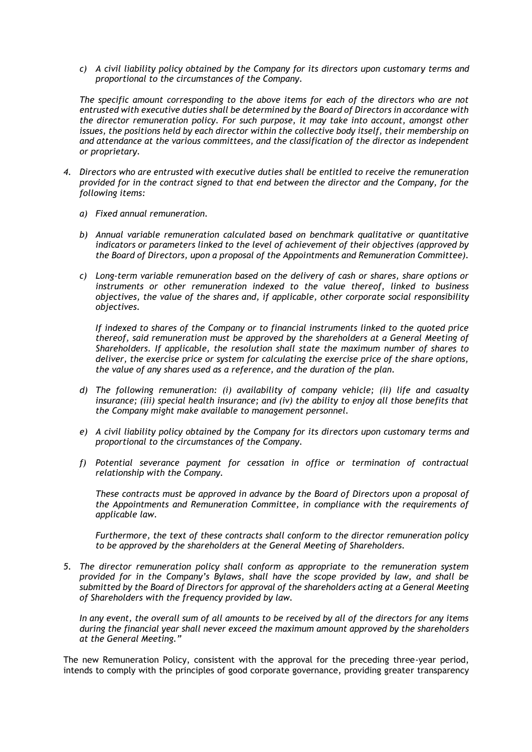*c) A civil liability policy obtained by the Company for its directors upon customary terms and proportional to the circumstances of the Company.*

*The specific amount corresponding to the above items for each of the directors who are not entrusted with executive duties shall be determined by the Board of Directors in accordance with the director remuneration policy. For such purpose, it may take into account, amongst other issues, the positions held by each director within the collective body itself, their membership on and attendance at the various committees, and the classification of the director as independent or proprietary.*

4. *Directors who are entrusted with executive duties shall be entitled to receive the remuneration provided for in the contract signed to that end between the director and the Company, for the following items:*

   *a) Fixed annual remuneration.*

   *b) Annual variable remuneration calculated based on benchmark qualitative or quantitative indicators or parameters linked to the level of achievement of their objectives (approved by the Board of Directors, upon a proposal of the Appointments and Remuneration Committee).*

   *c) Long-term variable remuneration based on the delivery of cash or shares, share options or instruments or other remuneration indexed to the value thereof, linked to business objectives, the value of the shares and, if applicable, other corporate social responsibility objectives.*

   *If indexed to shares of the Company or to financial instruments linked to the quoted price thereof, said remuneration must be approved by the shareholders at a General Meeting of Shareholders. If applicable, the resolution shall state the maximum number of shares to deliver, the exercise price or system for calculating the exercise price of the share options, the value of any shares used as a reference, and the duration of the plan.*

   *d) The following remuneration: (i) availability of company vehicle; (ii) life and casualty insurance; (iii) special health insurance; and (iv) the ability to enjoy all those benefits that the Company might make available to management personnel.*

   *e) A civil liability policy obtained by the Company for its directors upon customary terms and proportional to the circumstances of the Company.*

   *f) Potential severance payment for cessation in office or termination of contractual relationship with the Company.*

   *These contracts must be approved in advance by the Board of Directors upon a proposal of the Appointments and Remuneration Committee, in compliance with the requirements of applicable law.*

   *Furthermore, the text of these contracts shall conform to the director remuneration policy to be approved by the shareholders at the General Meeting of Shareholders.*

5. *The director remuneration policy shall conform as appropriate to the remuneration system provided for in the Company's Bylaws, shall have the scope provided by law, and shall be submitted by the Board of Directors for approval of the shareholders acting at a General Meeting of Shareholders with the frequency provided by law.*

   *In any event, the overall sum of all amounts to be received by all of the directors for any items during the financial year shall never exceed the maximum amount approved by the shareholders at the General Meeting."*

The new Remuneration Policy, consistent with the approval for the preceding three-year period, intends to comply with the principles of good corporate governance, providing greater transparency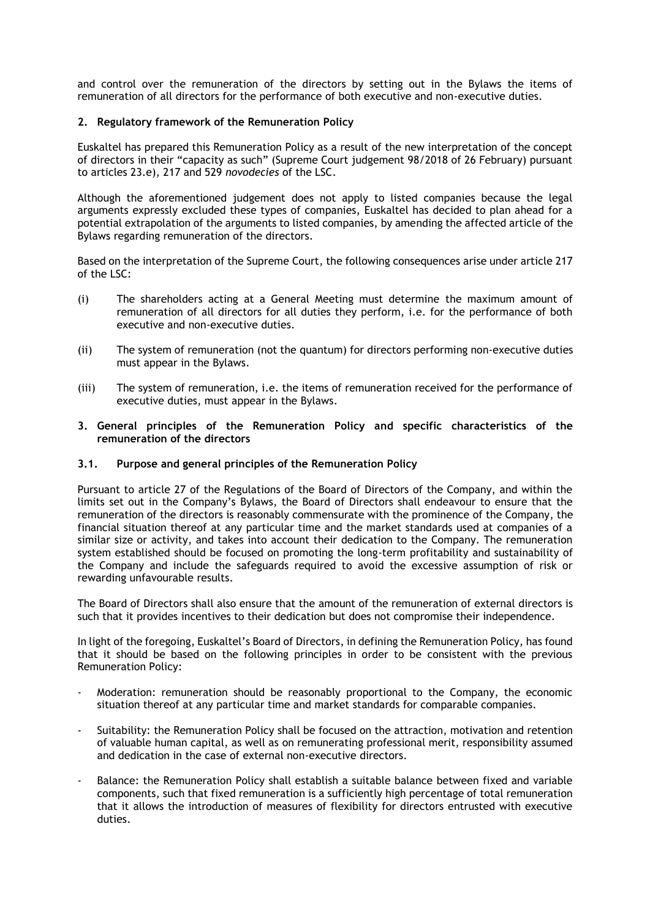and control over the remuneration of the directors by setting out in the Bylaws the items of remuneration of all directors for the performance of both executive and non-executive duties.

## 2. Regulatory framework of the Remuneration Policy

Euskaltel has prepared this Remuneration Policy as a result of the new interpretation of the concept of directors in their "capacity as such" (Supreme Court judgement 98/2018 of 26 February) pursuant to articles 23.e), 217 and 529 *novodecies* of the LSC.

Although the aforementioned judgement does not apply to listed companies because the legal arguments expressly excluded these types of companies, Euskaltel has decided to plan ahead for a potential extrapolation of the arguments to listed companies, by amending the affected article of the Bylaws regarding remuneration of the directors.

Based on the interpretation of the Supreme Court, the following consequences arise under article 217 of the LSC:

(i) The shareholders acting at a General Meeting must determine the maximum amount of remuneration of all directors for all duties they perform, i.e. for the performance of both executive and non-executive duties.

(ii) The system of remuneration (not the quantum) for directors performing non-executive duties must appear in the Bylaws.

(iii) The system of remuneration, i.e. the items of remuneration received for the performance of executive duties, must appear in the Bylaws.

## 3. General principles of the Remuneration Policy and specific characteristics of the remuneration of the directors

### 3.1. Purpose and general principles of the Remuneration Policy

Pursuant to article 27 of the Regulations of the Board of Directors of the Company, and within the limits set out in the Company's Bylaws, the Board of Directors shall endeavour to ensure that the remuneration of the directors is reasonably commensurate with the prominence of the Company, the financial situation thereof at any particular time and the market standards used at companies of a similar size or activity, and takes into account their dedication to the Company. The remuneration system established should be focused on promoting the long-term profitability and sustainability of the Company and include the safeguards required to avoid the excessive assumption of risk or rewarding unfavourable results.

The Board of Directors shall also ensure that the amount of the remuneration of external directors is such that it provides incentives to their dedication but does not compromise their independence.

In light of the foregoing, Euskaltel's Board of Directors, in defining the Remuneration Policy, has found that it should be based on the following principles in order to be consistent with the previous Remuneration Policy:

- Moderation: remuneration should be reasonably proportional to the Company, the economic situation thereof at any particular time and market standards for comparable companies.
- Suitability: the Remuneration Policy shall be focused on the attraction, motivation and retention of valuable human capital, as well as on remunerating professional merit, responsibility assumed and dedication in the case of external non-executive directors.
- Balance: the Remuneration Policy shall establish a suitable balance between fixed and variable components, such that fixed remuneration is a sufficiently high percentage of total remuneration that it allows the introduction of measures of flexibility for directors entrusted with executive duties.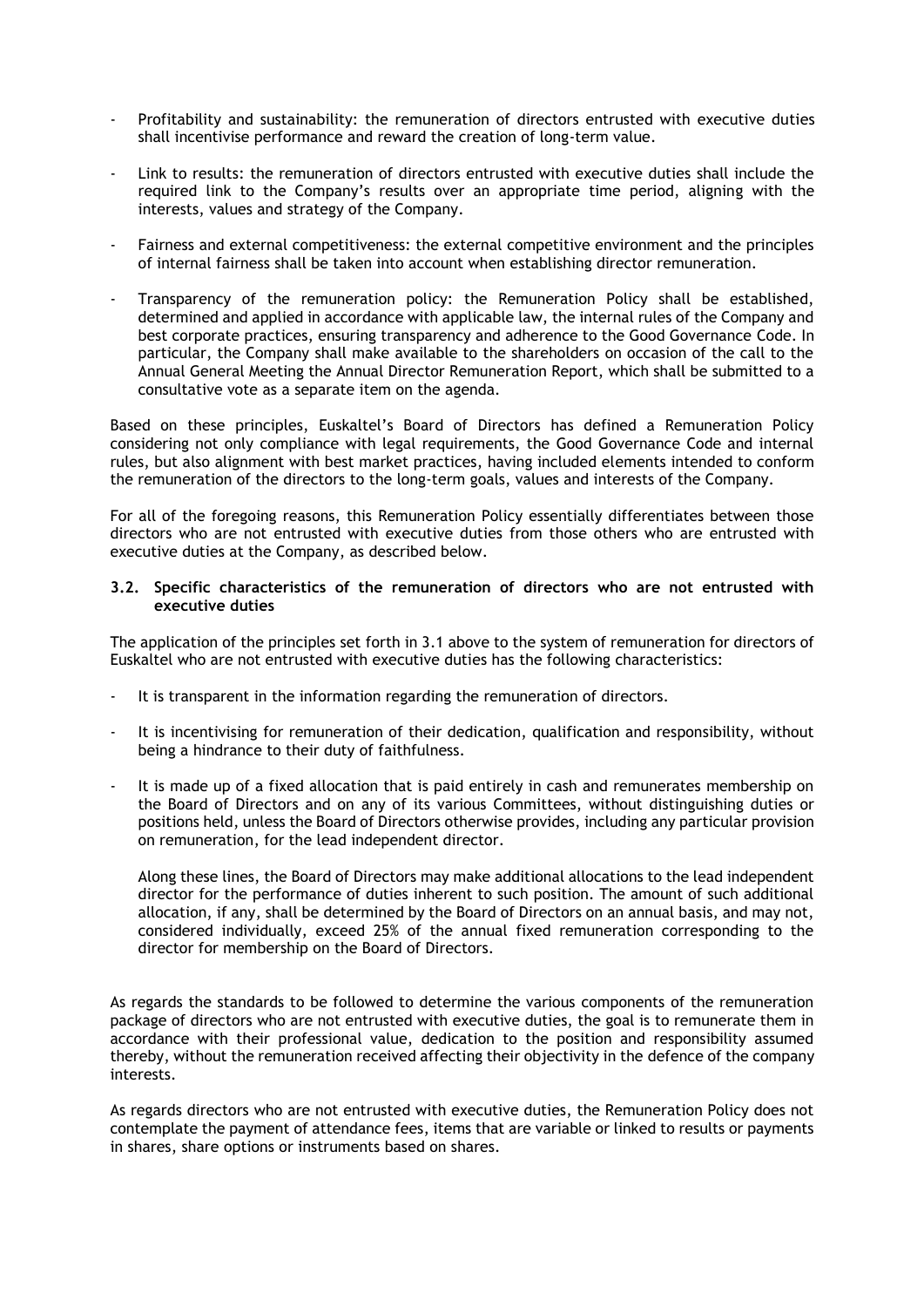- Profitability and sustainability: the remuneration of directors entrusted with executive duties shall incentivise performance and reward the creation of long-term value.

- Link to results: the remuneration of directors entrusted with executive duties shall include the required link to the Company's results over an appropriate time period, aligning with the interests, values and strategy of the Company.

- Fairness and external competitiveness: the external competitive environment and the principles of internal fairness shall be taken into account when establishing director remuneration.

- Transparency of the remuneration policy: the Remuneration Policy shall be established, determined and applied in accordance with applicable law, the internal rules of the Company and best corporate practices, ensuring transparency and adherence to the Good Governance Code. In particular, the Company shall make available to the shareholders on occasion of the call to the Annual General Meeting the Annual Director Remuneration Report, which shall be submitted to a consultative vote as a separate item on the agenda.

Based on these principles, Euskaltel's Board of Directors has defined a Remuneration Policy considering not only compliance with legal requirements, the Good Governance Code and internal rules, but also alignment with best market practices, having included elements intended to conform the remuneration of the directors to the long-term goals, values and interests of the Company.

For all of the foregoing reasons, this Remuneration Policy essentially differentiates between those directors who are not entrusted with executive duties from those others who are entrusted with executive duties at the Company, as described below.

### 3.2. Specific characteristics of the remuneration of directors who are not entrusted with executive duties

The application of the principles set forth in 3.1 above to the system of remuneration for directors of Euskaltel who are not entrusted with executive duties has the following characteristics:

- It is transparent in the information regarding the remuneration of directors.

- It is incentivising for remuneration of their dedication, qualification and responsibility, without being a hindrance to their duty of faithfulness.

- It is made up of a fixed allocation that is paid entirely in cash and remunerates membership on the Board of Directors and on any of its various Committees, without distinguishing duties or positions held, unless the Board of Directors otherwise provides, including any particular provision on remuneration, for the lead independent director.

  Along these lines, the Board of Directors may make additional allocations to the lead independent director for the performance of duties inherent to such position. The amount of such additional allocation, if any, shall be determined by the Board of Directors on an annual basis, and may not, considered individually, exceed 25% of the annual fixed remuneration corresponding to the director for membership on the Board of Directors.

As regards the standards to be followed to determine the various components of the remuneration package of directors who are not entrusted with executive duties, the goal is to remunerate them in accordance with their professional value, dedication to the position and responsibility assumed thereby, without the remuneration received affecting their objectivity in the defence of the company interests.

As regards directors who are not entrusted with executive duties, the Remuneration Policy does not contemplate the payment of attendance fees, items that are variable or linked to results or payments in shares, share options or instruments based on shares.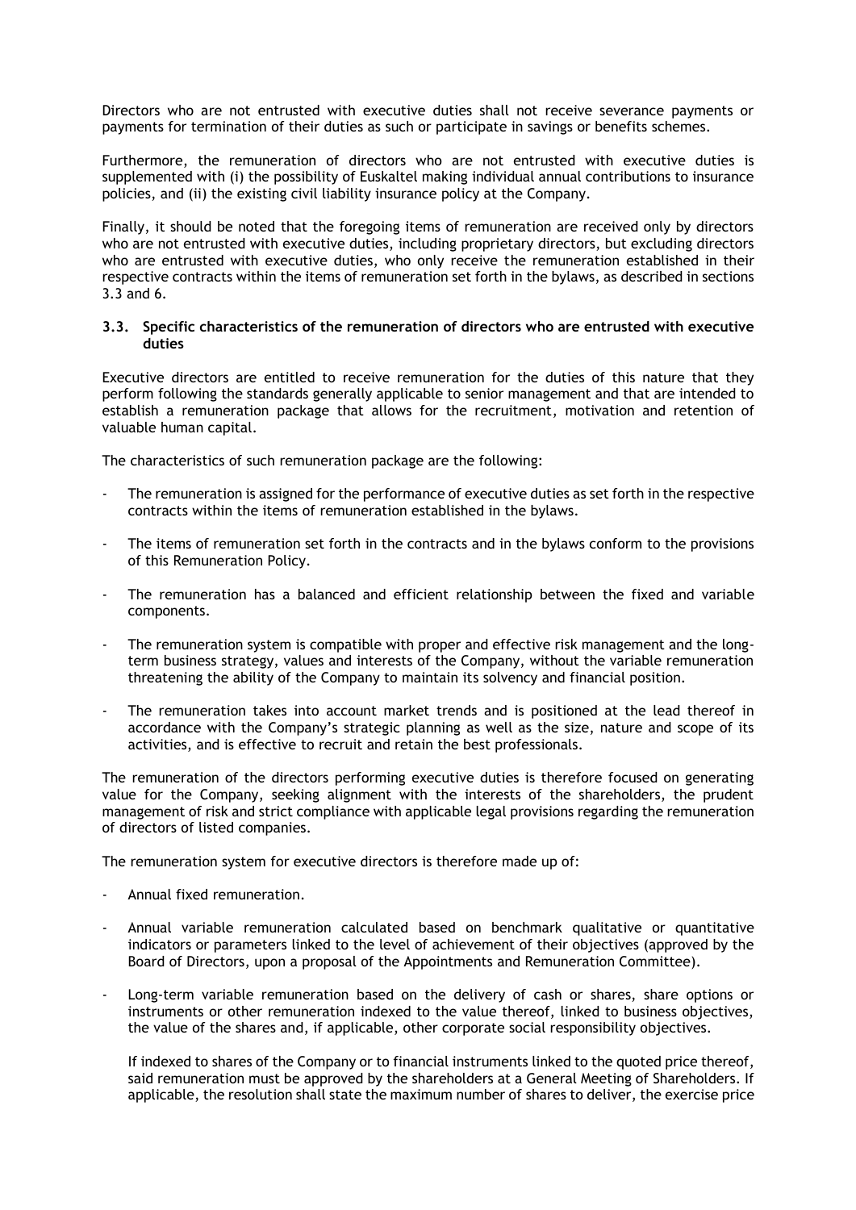Directors who are not entrusted with executive duties shall not receive severance payments or payments for termination of their duties as such or participate in savings or benefits schemes.

Furthermore, the remuneration of directors who are not entrusted with executive duties is supplemented with (i) the possibility of Euskaltel making individual annual contributions to insurance policies, and (ii) the existing civil liability insurance policy at the Company.

Finally, it should be noted that the foregoing items of remuneration are received only by directors who are not entrusted with executive duties, including proprietary directors, but excluding directors who are entrusted with executive duties, who only receive the remuneration established in their respective contracts within the items of remuneration set forth in the bylaws, as described in sections 3.3 and 6.

### 3.3. Specific characteristics of the remuneration of directors who are entrusted with executive duties

Executive directors are entitled to receive remuneration for the duties of this nature that they perform following the standards generally applicable to senior management and that are intended to establish a remuneration package that allows for the recruitment, motivation and retention of valuable human capital.

The characteristics of such remuneration package are the following:

- The remuneration is assigned for the performance of executive duties as set forth in the respective contracts within the items of remuneration established in the bylaws.
- The items of remuneration set forth in the contracts and in the bylaws conform to the provisions of this Remuneration Policy.
- The remuneration has a balanced and efficient relationship between the fixed and variable components.
- The remuneration system is compatible with proper and effective risk management and the long-term business strategy, values and interests of the Company, without the variable remuneration threatening the ability of the Company to maintain its solvency and financial position.
- The remuneration takes into account market trends and is positioned at the lead thereof in accordance with the Company's strategic planning as well as the size, nature and scope of its activities, and is effective to recruit and retain the best professionals.

The remuneration of the directors performing executive duties is therefore focused on generating value for the Company, seeking alignment with the interests of the shareholders, the prudent management of risk and strict compliance with applicable legal provisions regarding the remuneration of directors of listed companies.

The remuneration system for executive directors is therefore made up of:

- Annual fixed remuneration.
- Annual variable remuneration calculated based on benchmark qualitative or quantitative indicators or parameters linked to the level of achievement of their objectives (approved by the Board of Directors, upon a proposal of the Appointments and Remuneration Committee).
- Long-term variable remuneration based on the delivery of cash or shares, share options or instruments or other remuneration indexed to the value thereof, linked to business objectives, the value of the shares and, if applicable, other corporate social responsibility objectives.

  If indexed to shares of the Company or to financial instruments linked to the quoted price thereof, said remuneration must be approved by the shareholders at a General Meeting of Shareholders. If applicable, the resolution shall state the maximum number of shares to deliver, the exercise price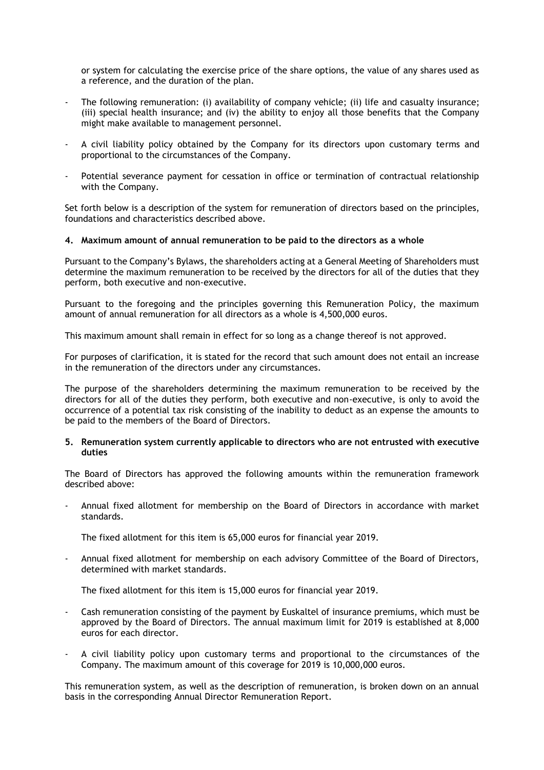or system for calculating the exercise price of the share options, the value of any shares used as a reference, and the duration of the plan.

- The following remuneration: (i) availability of company vehicle; (ii) life and casualty insurance; (iii) special health insurance; and (iv) the ability to enjoy all those benefits that the Company might make available to management personnel.

- A civil liability policy obtained by the Company for its directors upon customary terms and proportional to the circumstances of the Company.

- Potential severance payment for cessation in office or termination of contractual relationship with the Company.

Set forth below is a description of the system for remuneration of directors based on the principles, foundations and characteristics described above.

## 4. Maximum amount of annual remuneration to be paid to the directors as a whole

Pursuant to the Company's Bylaws, the shareholders acting at a General Meeting of Shareholders must determine the maximum remuneration to be received by the directors for all of the duties that they perform, both executive and non-executive.

Pursuant to the foregoing and the principles governing this Remuneration Policy, the maximum amount of annual remuneration for all directors as a whole is 4,500,000 euros.

This maximum amount shall remain in effect for so long as a change thereof is not approved.

For purposes of clarification, it is stated for the record that such amount does not entail an increase in the remuneration of the directors under any circumstances.

The purpose of the shareholders determining the maximum remuneration to be received by the directors for all of the duties they perform, both executive and non-executive, is only to avoid the occurrence of a potential tax risk consisting of the inability to deduct as an expense the amounts to be paid to the members of the Board of Directors.

## 5. Remuneration system currently applicable to directors who are not entrusted with executive duties

The Board of Directors has approved the following amounts within the remuneration framework described above:

- Annual fixed allotment for membership on the Board of Directors in accordance with market standards.

  The fixed allotment for this item is 65,000 euros for financial year 2019.

- Annual fixed allotment for membership on each advisory Committee of the Board of Directors, determined with market standards.

  The fixed allotment for this item is 15,000 euros for financial year 2019.

- Cash remuneration consisting of the payment by Euskaltel of insurance premiums, which must be approved by the Board of Directors. The annual maximum limit for 2019 is established at 8,000 euros for each director.

- A civil liability policy upon customary terms and proportional to the circumstances of the Company. The maximum amount of this coverage for 2019 is 10,000,000 euros.

This remuneration system, as well as the description of remuneration, is broken down on an annual basis in the corresponding Annual Director Remuneration Report.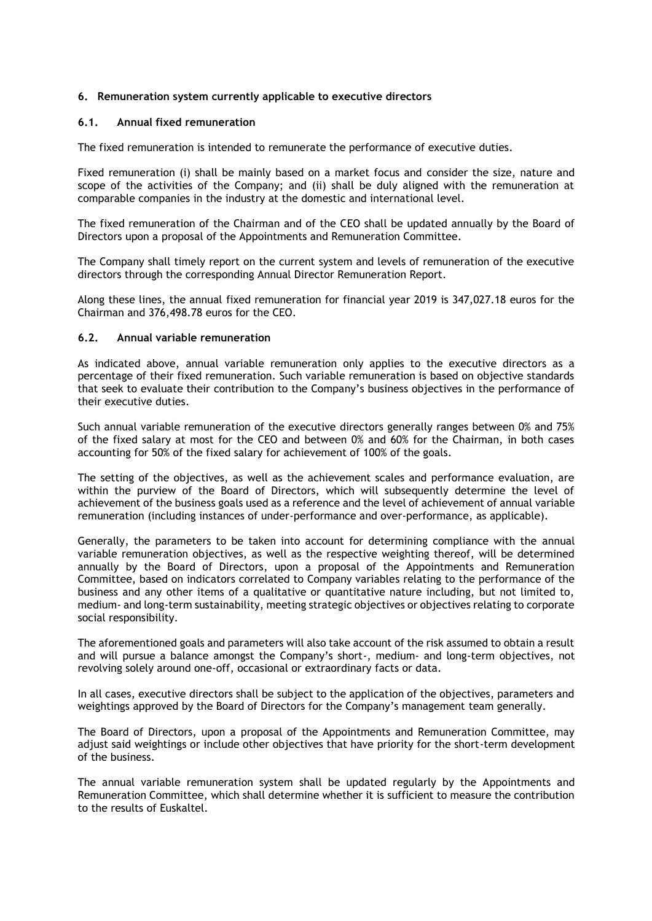## 6. Remuneration system currently applicable to executive directors

### 6.1. Annual fixed remuneration

The fixed remuneration is intended to remunerate the performance of executive duties.

Fixed remuneration (i) shall be mainly based on a market focus and consider the size, nature and scope of the activities of the Company; and (ii) shall be duly aligned with the remuneration at comparable companies in the industry at the domestic and international level.

The fixed remuneration of the Chairman and of the CEO shall be updated annually by the Board of Directors upon a proposal of the Appointments and Remuneration Committee.

The Company shall timely report on the current system and levels of remuneration of the executive directors through the corresponding Annual Director Remuneration Report.

Along these lines, the annual fixed remuneration for financial year 2019 is 347,027.18 euros for the Chairman and 376,498.78 euros for the CEO.

### 6.2. Annual variable remuneration

As indicated above, annual variable remuneration only applies to the executive directors as a percentage of their fixed remuneration. Such variable remuneration is based on objective standards that seek to evaluate their contribution to the Company's business objectives in the performance of their executive duties.

Such annual variable remuneration of the executive directors generally ranges between 0% and 75% of the fixed salary at most for the CEO and between 0% and 60% for the Chairman, in both cases accounting for 50% of the fixed salary for achievement of 100% of the goals.

The setting of the objectives, as well as the achievement scales and performance evaluation, are within the purview of the Board of Directors, which will subsequently determine the level of achievement of the business goals used as a reference and the level of achievement of annual variable remuneration (including instances of under-performance and over-performance, as applicable).

Generally, the parameters to be taken into account for determining compliance with the annual variable remuneration objectives, as well as the respective weighting thereof, will be determined annually by the Board of Directors, upon a proposal of the Appointments and Remuneration Committee, based on indicators correlated to Company variables relating to the performance of the business and any other items of a qualitative or quantitative nature including, but not limited to, medium- and long-term sustainability, meeting strategic objectives or objectives relating to corporate social responsibility.

The aforementioned goals and parameters will also take account of the risk assumed to obtain a result and will pursue a balance amongst the Company's short-, medium- and long-term objectives, not revolving solely around one-off, occasional or extraordinary facts or data.

In all cases, executive directors shall be subject to the application of the objectives, parameters and weightings approved by the Board of Directors for the Company's management team generally.

The Board of Directors, upon a proposal of the Appointments and Remuneration Committee, may adjust said weightings or include other objectives that have priority for the short-term development of the business.

The annual variable remuneration system shall be updated regularly by the Appointments and Remuneration Committee, which shall determine whether it is sufficient to measure the contribution to the results of Euskaltel.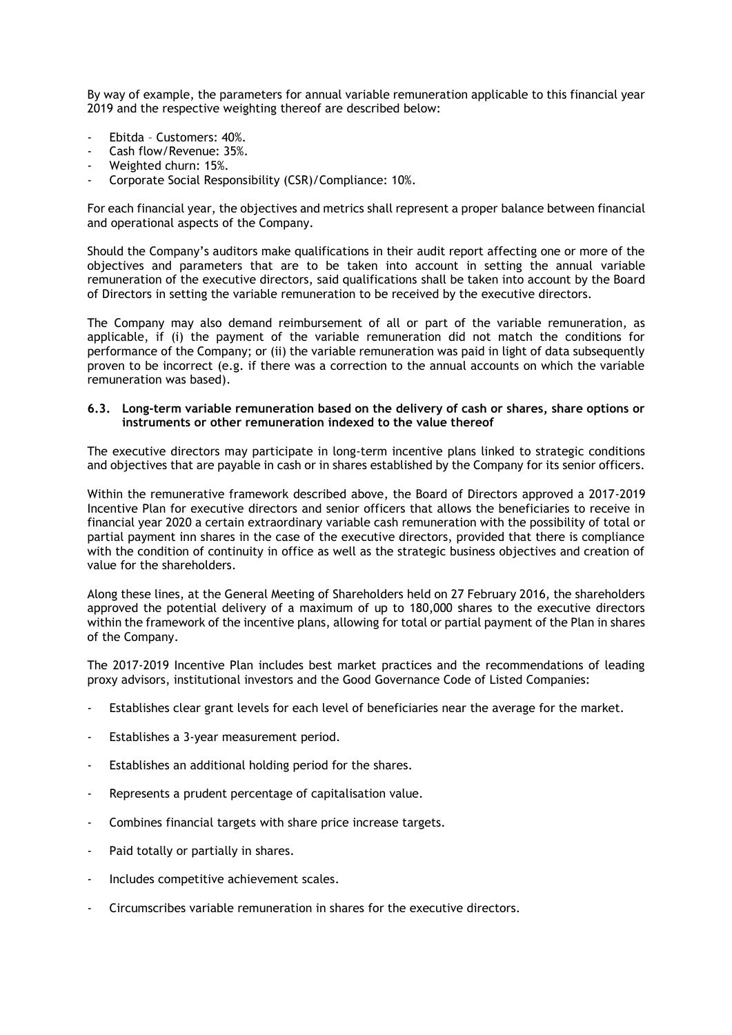By way of example, the parameters for annual variable remuneration applicable to this financial year 2019 and the respective weighting thereof are described below:

- Ebitda – Customers: 40%.
- Cash flow/Revenue: 35%.
- Weighted churn: 15%.
- Corporate Social Responsibility (CSR)/Compliance: 10%.

For each financial year, the objectives and metrics shall represent a proper balance between financial and operational aspects of the Company.

Should the Company's auditors make qualifications in their audit report affecting one or more of the objectives and parameters that are to be taken into account in setting the annual variable remuneration of the executive directors, said qualifications shall be taken into account by the Board of Directors in setting the variable remuneration to be received by the executive directors.

The Company may also demand reimbursement of all or part of the variable remuneration, as applicable, if (i) the payment of the variable remuneration did not match the conditions for performance of the Company; or (ii) the variable remuneration was paid in light of data subsequently proven to be incorrect (e.g. if there was a correction to the annual accounts on which the variable remuneration was based).

### 6.3. Long-term variable remuneration based on the delivery of cash or shares, share options or instruments or other remuneration indexed to the value thereof

The executive directors may participate in long-term incentive plans linked to strategic conditions and objectives that are payable in cash or in shares established by the Company for its senior officers.

Within the remunerative framework described above, the Board of Directors approved a 2017-2019 Incentive Plan for executive directors and senior officers that allows the beneficiaries to receive in financial year 2020 a certain extraordinary variable cash remuneration with the possibility of total or partial payment inn shares in the case of the executive directors, provided that there is compliance with the condition of continuity in office as well as the strategic business objectives and creation of value for the shareholders.

Along these lines, at the General Meeting of Shareholders held on 27 February 2016, the shareholders approved the potential delivery of a maximum of up to 180,000 shares to the executive directors within the framework of the incentive plans, allowing for total or partial payment of the Plan in shares of the Company.

The 2017-2019 Incentive Plan includes best market practices and the recommendations of leading proxy advisors, institutional investors and the Good Governance Code of Listed Companies:

- Establishes clear grant levels for each level of beneficiaries near the average for the market.
- Establishes a 3-year measurement period.
- Establishes an additional holding period for the shares.
- Represents a prudent percentage of capitalisation value.
- Combines financial targets with share price increase targets.
- Paid totally or partially in shares.
- Includes competitive achievement scales.
- Circumscribes variable remuneration in shares for the executive directors.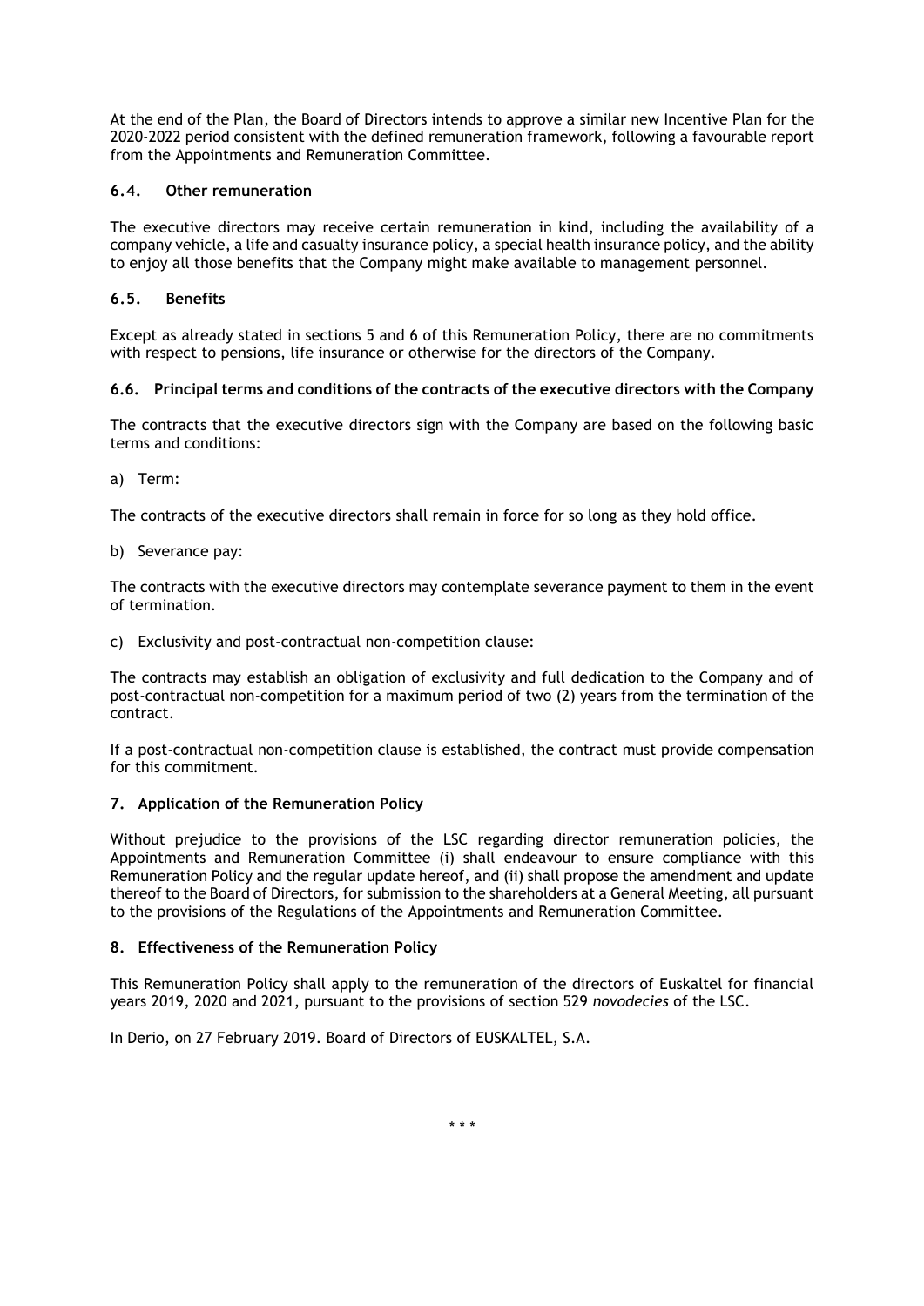At the end of the Plan, the Board of Directors intends to approve a similar new Incentive Plan for the 2020-2022 period consistent with the defined remuneration framework, following a favourable report from the Appointments and Remuneration Committee.

### 6.4. Other remuneration

The executive directors may receive certain remuneration in kind, including the availability of a company vehicle, a life and casualty insurance policy, a special health insurance policy, and the ability to enjoy all those benefits that the Company might make available to management personnel.

### 6.5. Benefits

Except as already stated in sections 5 and 6 of this Remuneration Policy, there are no commitments with respect to pensions, life insurance or otherwise for the directors of the Company.

### 6.6. Principal terms and conditions of the contracts of the executive directors with the Company

The contracts that the executive directors sign with the Company are based on the following basic terms and conditions:

a) Term:

The contracts of the executive directors shall remain in force for so long as they hold office.

b) Severance pay:

The contracts with the executive directors may contemplate severance payment to them in the event of termination.

c) Exclusivity and post-contractual non-competition clause:

The contracts may establish an obligation of exclusivity and full dedication to the Company and of post-contractual non-competition for a maximum period of two (2) years from the termination of the contract.

If a post-contractual non-competition clause is established, the contract must provide compensation for this commitment.

## 7. Application of the Remuneration Policy

Without prejudice to the provisions of the LSC regarding director remuneration policies, the Appointments and Remuneration Committee (i) shall endeavour to ensure compliance with this Remuneration Policy and the regular update hereof, and (ii) shall propose the amendment and update thereof to the Board of Directors, for submission to the shareholders at a General Meeting, all pursuant to the provisions of the Regulations of the Appointments and Remuneration Committee.

## 8. Effectiveness of the Remuneration Policy

This Remuneration Policy shall apply to the remuneration of the directors of Euskaltel for financial years 2019, 2020 and 2021, pursuant to the provisions of section 529 *novodecies* of the LSC.

In Derio, on 27 February 2019. Board of Directors of EUSKALTEL, S.A.

\* \* \*